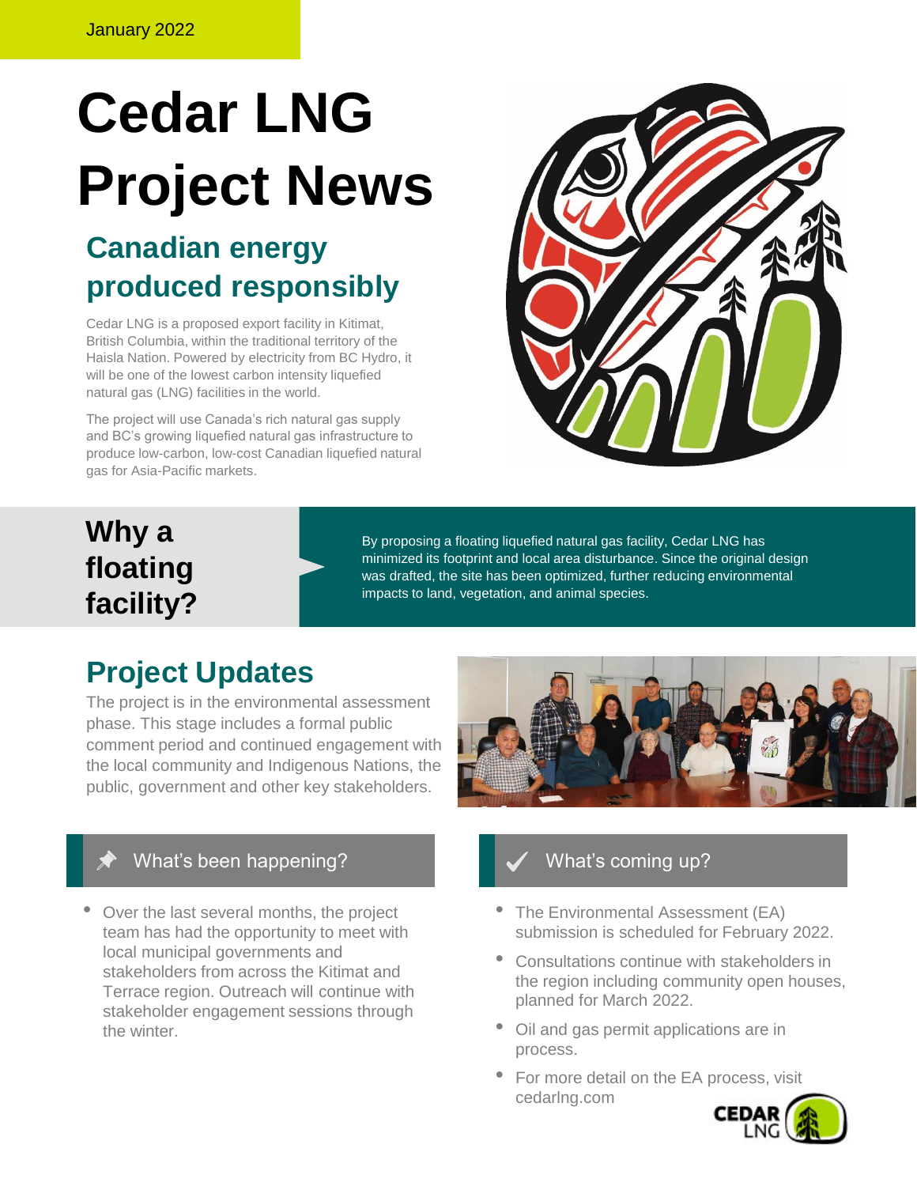January 2022

# Cedar LNG Project News

## Canadian energy produced responsibly

Cedar LNG is a proposed export facility in Kitimat, British Columbia, within the traditional territory of the Haisla Nation. Powered by electricity from BC Hydro, it will be one of the lowest carbon intensity liquefied natural gas (LNG) facilities in the world.

The project will use Canada's rich natural gas supply and BC's growing liquefied natural gas infrastructure to produce low-carbon, low-cost Canadian liquefied natural gas for Asia-Pacific markets.

## Why a floating facility?

By proposing a floating liquefied natural gas facility, Cedar LNG has minimized its footprint and local area disturbance. Since the original design was drafted, the site has been optimized, further reducing environmental impacts to land, vegetation, and animal species.

## Project Updates

The project is in the environmental assessment phase. This stage includes a formal public comment period and continued engagement with the local community and Indigenous Nations, the public, government and other key stakeholders.

### What's been happening?

- Over the last several months, the project team has had the opportunity to meet with local municipal governments and stakeholders from across the Kitimat and Terrace region. Outreach will continue with stakeholder engagement sessions through the winter.

### What's coming up?

- The Environmental Assessment (EA) submission is scheduled for February 2022.
- Consultations continue with stakeholders in the region including community open houses, planned for March 2022.
- Oil and gas permit applications are in process.
- For more detail on the EA process, visit cedarlng.com

CEDAR LNG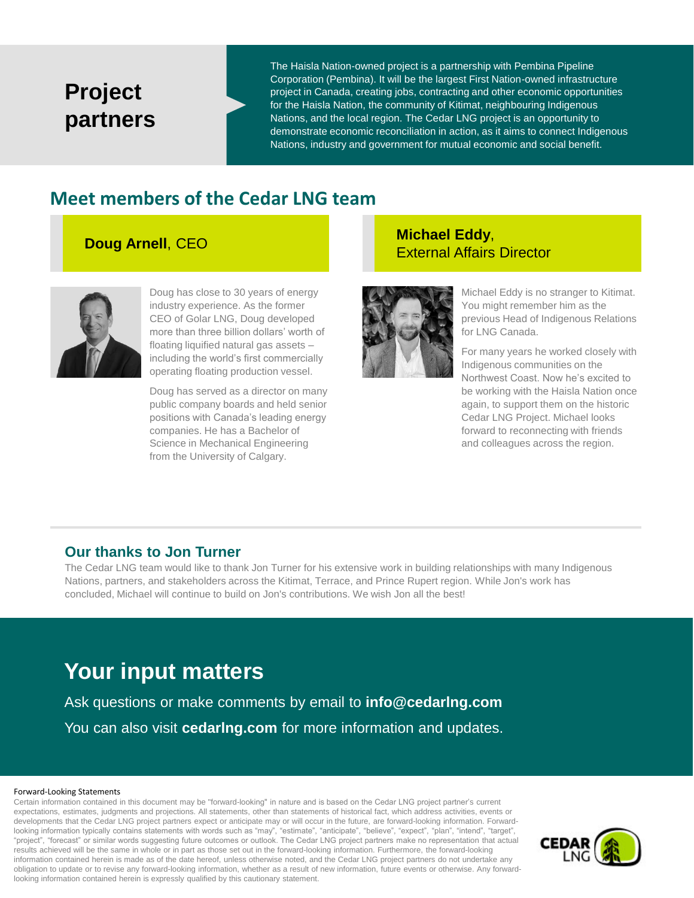## Project partners

The Haisla Nation-owned project is a partnership with Pembina Pipeline Corporation (Pembina). It will be the largest First Nation-owned infrastructure project in Canada, creating jobs, contracting and other economic opportunities for the Haisla Nation, the community of Kitimat, neighbouring Indigenous Nations, and the local region. The Cedar LNG project is an opportunity to demonstrate economic reconciliation in action, as it aims to connect Indigenous Nations, industry and government for mutual economic and social benefit.

## Meet members of the Cedar LNG team

### **Doug Arnell**, CEO

Doug has close to 30 years of energy industry experience. As the former CEO of Golar LNG, Doug developed more than three billion dollars' worth of floating liquified natural gas assets – including the world's first commercially operating floating production vessel.

Doug has served as a director on many public company boards and held senior positions with Canada's leading energy companies. He has a Bachelor of Science in Mechanical Engineering from the University of Calgary.

### **Michael Eddy**, External Affairs Director

Michael Eddy is no stranger to Kitimat. You might remember him as the previous Head of Indigenous Relations for LNG Canada.

For many years he worked closely with Indigenous communities on the Northwest Coast. Now he's excited to be working with the Haisla Nation once again, to support them on the historic Cedar LNG Project. Michael looks forward to reconnecting with friends and colleagues across the region.

### Our thanks to Jon Turner

The Cedar LNG team would like to thank Jon Turner for his extensive work in building relationships with many Indigenous Nations, partners, and stakeholders across the Kitimat, Terrace, and Prince Rupert region. While Jon's work has concluded, Michael will continue to build on Jon's contributions. We wish Jon all the best!

## Your input matters

Ask questions or make comments by email to **info@cedarlng.com**

You can also visit **cedarlng.com** for more information and updates.

Forward-Looking Statements

Certain information contained in this document may be "forward-looking" in nature and is based on the Cedar LNG project partner's current expectations, estimates, judgments and projections. All statements, other than statements of historical fact, which address activities, events or developments that the Cedar LNG project partners expect or anticipate may or will occur in the future, are forward-looking information. Forward-looking information typically contains statements with words such as "may", "estimate", "anticipate", "believe", "expect", "plan", "intend", "target", "project", "forecast" or similar words suggesting future outcomes or outlook. The Cedar LNG project partners make no representation that actual results achieved will be the same in whole or in part as those set out in the forward-looking information. Furthermore, the forward-looking information contained herein is made as of the date hereof, unless otherwise noted, and the Cedar LNG project partners do not undertake any obligation to update or to revise any forward-looking information, whether as a result of new information, future events or otherwise. Any forward-looking information contained herein is expressly qualified by this cautionary statement.

CEDAR LNG